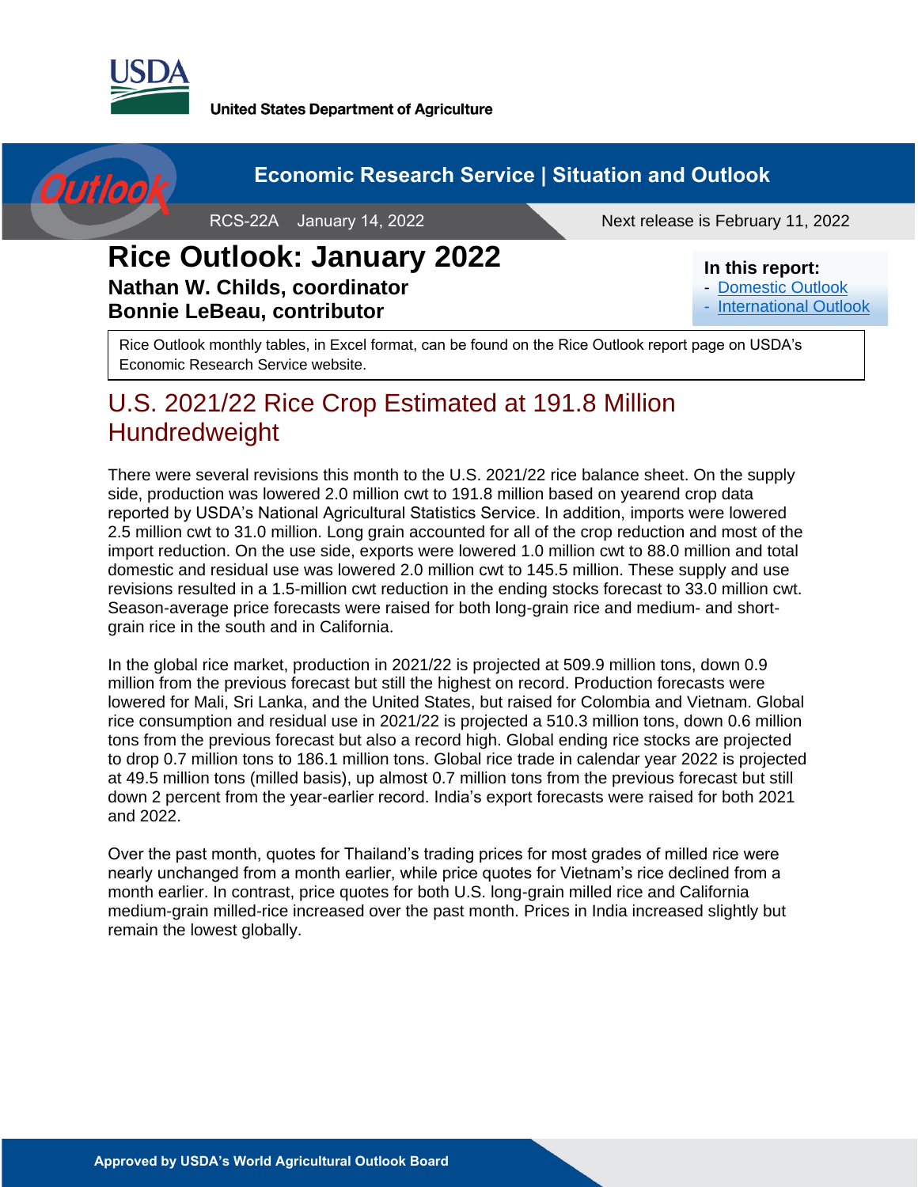United States Department of Agriculture

Economic Research Service | Situation and Outlook

RCS-22A January 14, 2022

Next release is February 11, 2022

# Rice Outlook: January 2022

**Nathan W. Childs, coordinator**
**Bonnie LeBeau, contributor**

**In this report:**
- Domestic Outlook
- International Outlook

Rice Outlook monthly tables, in Excel format, can be found on the Rice Outlook report page on USDA's Economic Research Service website.

## U.S. 2021/22 Rice Crop Estimated at 191.8 Million Hundredweight

There were several revisions this month to the U.S. 2021/22 rice balance sheet. On the supply side, production was lowered 2.0 million cwt to 191.8 million based on yearend crop data reported by USDA's National Agricultural Statistics Service. In addition, imports were lowered 2.5 million cwt to 31.0 million. Long grain accounted for all of the crop reduction and most of the import reduction. On the use side, exports were lowered 1.0 million cwt to 88.0 million and total domestic and residual use was lowered 2.0 million cwt to 145.5 million. These supply and use revisions resulted in a 1.5-million cwt reduction in the ending stocks forecast to 33.0 million cwt. Season-average price forecasts were raised for both long-grain rice and medium- and short-grain rice in the south and in California.

In the global rice market, production in 2021/22 is projected at 509.9 million tons, down 0.9 million from the previous forecast but still the highest on record. Production forecasts were lowered for Mali, Sri Lanka, and the United States, but raised for Colombia and Vietnam. Global rice consumption and residual use in 2021/22 is projected a 510.3 million tons, down 0.6 million tons from the previous forecast but also a record high. Global ending rice stocks are projected to drop 0.7 million tons to 186.1 million tons. Global rice trade in calendar year 2022 is projected at 49.5 million tons (milled basis), up almost 0.7 million tons from the previous forecast but still down 2 percent from the year-earlier record. India's export forecasts were raised for both 2021 and 2022.

Over the past month, quotes for Thailand's trading prices for most grades of milled rice were nearly unchanged from a month earlier, while price quotes for Vietnam's rice declined from a month earlier. In contrast, price quotes for both U.S. long-grain milled rice and California medium-grain milled-rice increased over the past month. Prices in India increased slightly but remain the lowest globally.

Approved by USDA's World Agricultural Outlook Board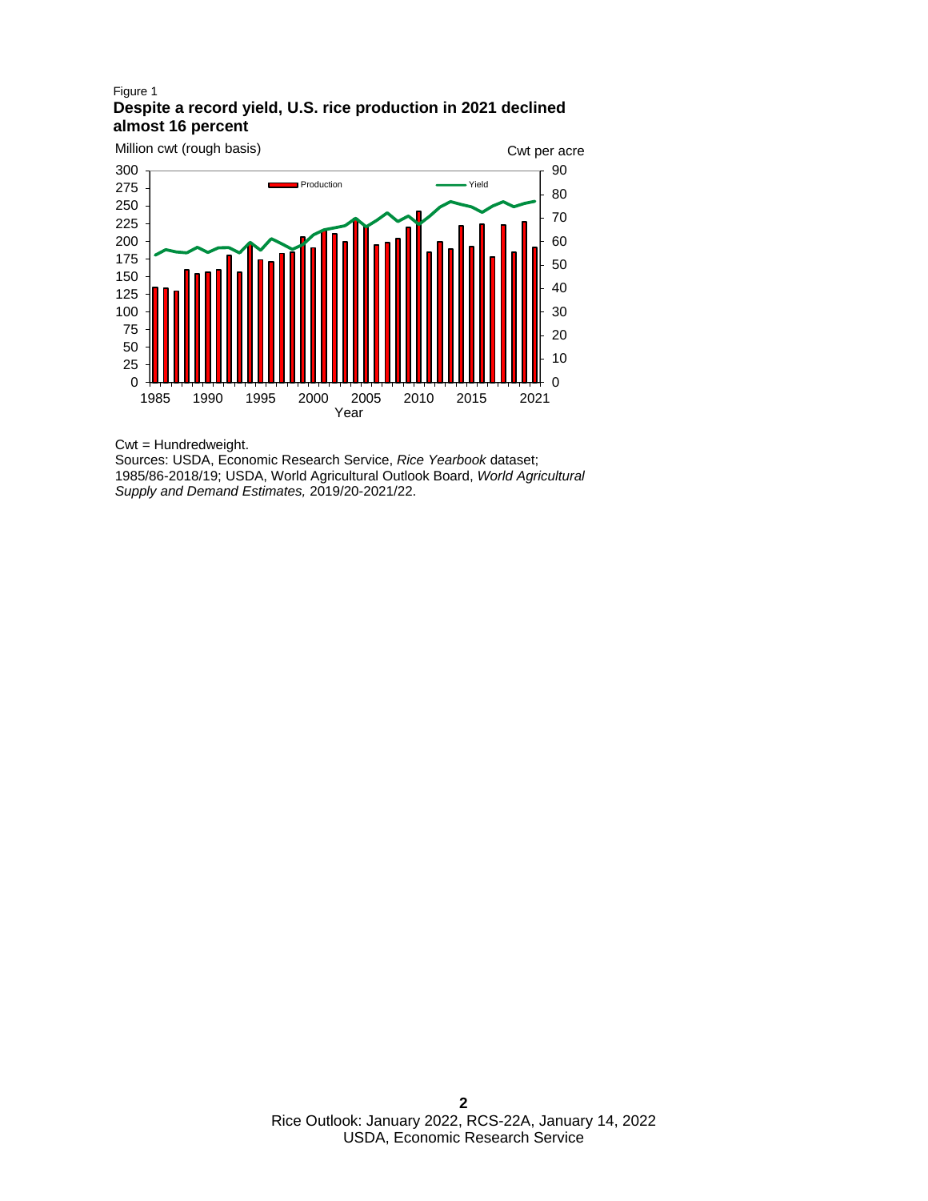Figure 1

**Despite a record yield, U.S. rice production in 2021 declined almost 16 percent**

Cwt = Hundredweight.

Sources: USDA, Economic Research Service, *Rice Yearbook* dataset; 1985/86-2018/19; USDA, World Agricultural Outlook Board, *World Agricultural Supply and Demand Estimates,* 2019/20-2021/22.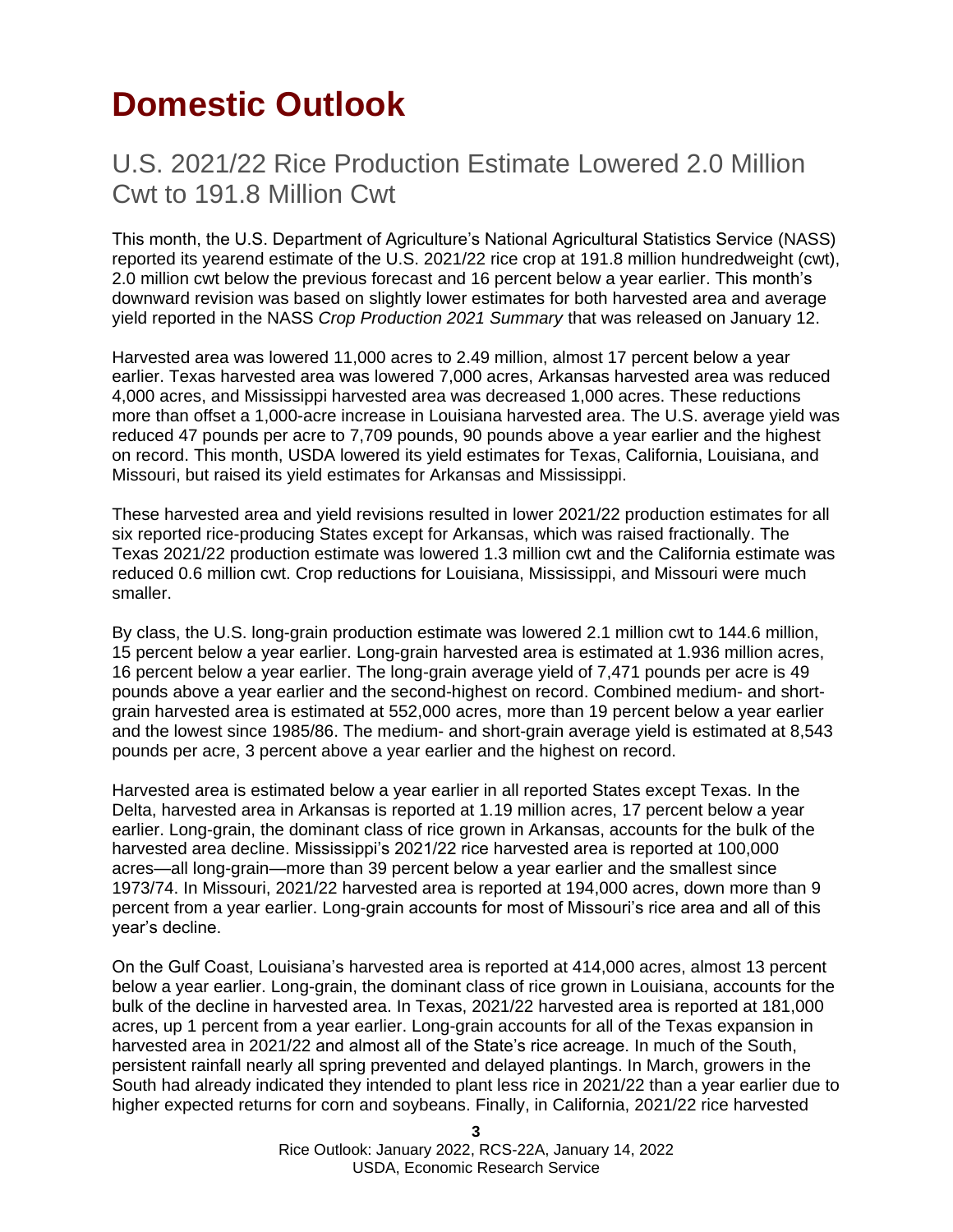# Domestic Outlook

## U.S. 2021/22 Rice Production Estimate Lowered 2.0 Million Cwt to 191.8 Million Cwt

This month, the U.S. Department of Agriculture's National Agricultural Statistics Service (NASS) reported its yearend estimate of the U.S. 2021/22 rice crop at 191.8 million hundredweight (cwt), 2.0 million cwt below the previous forecast and 16 percent below a year earlier. This month's downward revision was based on slightly lower estimates for both harvested area and average yield reported in the NASS *Crop Production 2021 Summary* that was released on January 12.

Harvested area was lowered 11,000 acres to 2.49 million, almost 17 percent below a year earlier. Texas harvested area was lowered 7,000 acres, Arkansas harvested area was reduced 4,000 acres, and Mississippi harvested area was decreased 1,000 acres. These reductions more than offset a 1,000-acre increase in Louisiana harvested area. The U.S. average yield was reduced 47 pounds per acre to 7,709 pounds, 90 pounds above a year earlier and the highest on record. This month, USDA lowered its yield estimates for Texas, California, Louisiana, and Missouri, but raised its yield estimates for Arkansas and Mississippi.

These harvested area and yield revisions resulted in lower 2021/22 production estimates for all six reported rice-producing States except for Arkansas, which was raised fractionally. The Texas 2021/22 production estimate was lowered 1.3 million cwt and the California estimate was reduced 0.6 million cwt. Crop reductions for Louisiana, Mississippi, and Missouri were much smaller.

By class, the U.S. long-grain production estimate was lowered 2.1 million cwt to 144.6 million, 15 percent below a year earlier. Long-grain harvested area is estimated at 1.936 million acres, 16 percent below a year earlier. The long-grain average yield of 7,471 pounds per acre is 49 pounds above a year earlier and the second-highest on record. Combined medium- and short-grain harvested area is estimated at 552,000 acres, more than 19 percent below a year earlier and the lowest since 1985/86. The medium- and short-grain average yield is estimated at 8,543 pounds per acre, 3 percent above a year earlier and the highest on record.

Harvested area is estimated below a year earlier in all reported States except Texas. In the Delta, harvested area in Arkansas is reported at 1.19 million acres, 17 percent below a year earlier. Long-grain, the dominant class of rice grown in Arkansas, accounts for the bulk of the harvested area decline. Mississippi's 2021/22 rice harvested area is reported at 100,000 acres—all long-grain—more than 39 percent below a year earlier and the smallest since 1973/74. In Missouri, 2021/22 harvested area is reported at 194,000 acres, down more than 9 percent from a year earlier. Long-grain accounts for most of Missouri's rice area and all of this year's decline.

On the Gulf Coast, Louisiana's harvested area is reported at 414,000 acres, almost 13 percent below a year earlier. Long-grain, the dominant class of rice grown in Louisiana, accounts for the bulk of the decline in harvested area. In Texas, 2021/22 harvested area is reported at 181,000 acres, up 1 percent from a year earlier. Long-grain accounts for all of the Texas expansion in harvested area in 2021/22 and almost all of the State's rice acreage. In much of the South, persistent rainfall nearly all spring prevented and delayed plantings. In March, growers in the South had already indicated they intended to plant less rice in 2021/22 than a year earlier due to higher expected returns for corn and soybeans. Finally, in California, 2021/22 rice harvested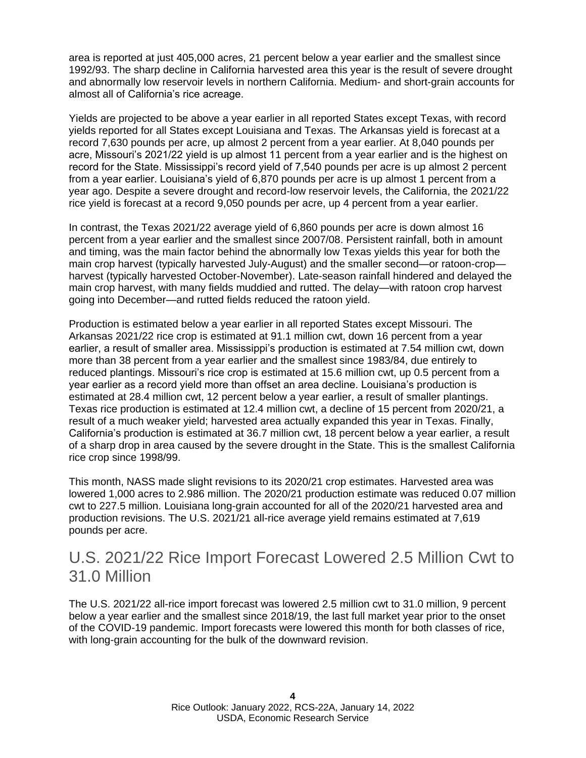area is reported at just 405,000 acres, 21 percent below a year earlier and the smallest since 1992/93. The sharp decline in California harvested area this year is the result of severe drought and abnormally low reservoir levels in northern California. Medium- and short-grain accounts for almost all of California's rice acreage.

Yields are projected to be above a year earlier in all reported States except Texas, with record yields reported for all States except Louisiana and Texas. The Arkansas yield is forecast at a record 7,630 pounds per acre, up almost 2 percent from a year earlier. At 8,040 pounds per acre, Missouri's 2021/22 yield is up almost 11 percent from a year earlier and is the highest on record for the State. Mississippi's record yield of 7,540 pounds per acre is up almost 2 percent from a year earlier. Louisiana's yield of 6,870 pounds per acre is up almost 1 percent from a year ago. Despite a severe drought and record-low reservoir levels, the California, the 2021/22 rice yield is forecast at a record 9,050 pounds per acre, up 4 percent from a year earlier.

In contrast, the Texas 2021/22 average yield of 6,860 pounds per acre is down almost 16 percent from a year earlier and the smallest since 2007/08. Persistent rainfall, both in amount and timing, was the main factor behind the abnormally low Texas yields this year for both the main crop harvest (typically harvested July-August) and the smaller second—or ratoon-crop—harvest (typically harvested October-November). Late-season rainfall hindered and delayed the main crop harvest, with many fields muddied and rutted. The delay—with ratoon crop harvest going into December—and rutted fields reduced the ratoon yield.

Production is estimated below a year earlier in all reported States except Missouri. The Arkansas 2021/22 rice crop is estimated at 91.1 million cwt, down 16 percent from a year earlier, a result of smaller area. Mississippi's production is estimated at 7.54 million cwt, down more than 38 percent from a year earlier and the smallest since 1983/84, due entirely to reduced plantings. Missouri's rice crop is estimated at 15.6 million cwt, up 0.5 percent from a year earlier as a record yield more than offset an area decline. Louisiana's production is estimated at 28.4 million cwt, 12 percent below a year earlier, a result of smaller plantings. Texas rice production is estimated at 12.4 million cwt, a decline of 15 percent from 2020/21, a result of a much weaker yield; harvested area actually expanded this year in Texas. Finally, California's production is estimated at 36.7 million cwt, 18 percent below a year earlier, a result of a sharp drop in area caused by the severe drought in the State. This is the smallest California rice crop since 1998/99.

This month, NASS made slight revisions to its 2020/21 crop estimates. Harvested area was lowered 1,000 acres to 2.986 million. The 2020/21 production estimate was reduced 0.07 million cwt to 227.5 million. Louisiana long-grain accounted for all of the 2020/21 harvested area and production revisions. The U.S. 2021/21 all-rice average yield remains estimated at 7,619 pounds per acre.

## U.S. 2021/22 Rice Import Forecast Lowered 2.5 Million Cwt to 31.0 Million

The U.S. 2021/22 all-rice import forecast was lowered 2.5 million cwt to 31.0 million, 9 percent below a year earlier and the smallest since 2018/19, the last full market year prior to the onset of the COVID-19 pandemic. Import forecasts were lowered this month for both classes of rice, with long-grain accounting for the bulk of the downward revision.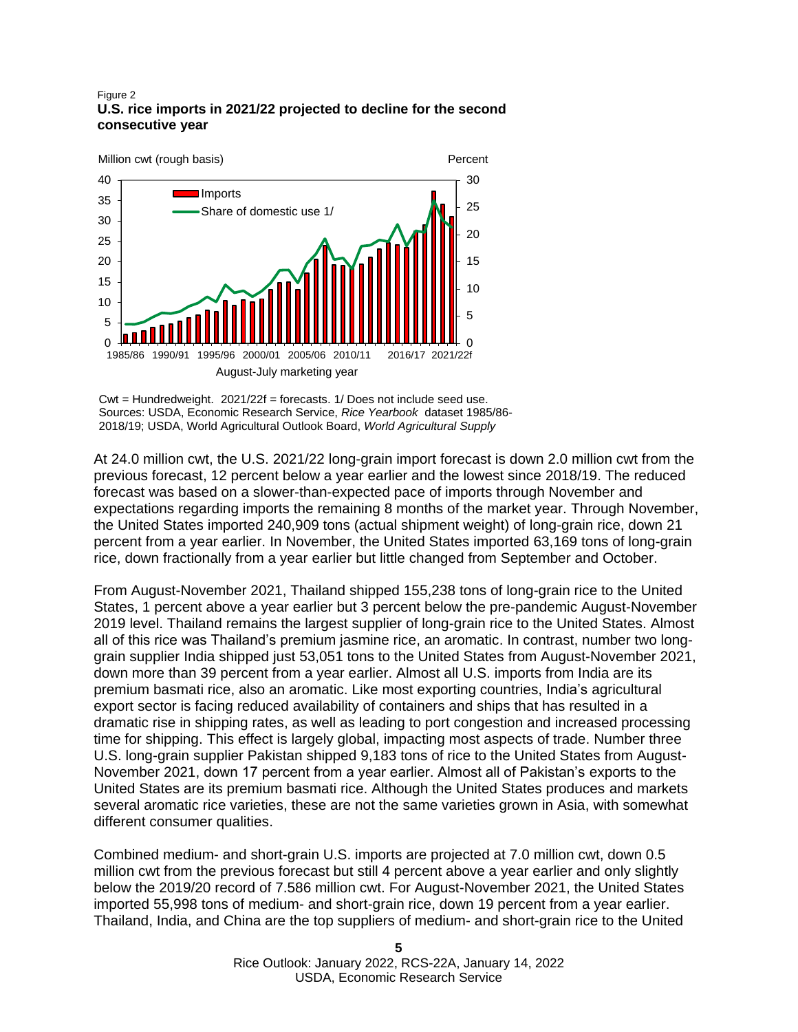Figure 2
**U.S. rice imports in 2021/22 projected to decline for the second consecutive year**

Cwt = Hundredweight. 2021/22f = forecasts. 1/ Does not include seed use.
Sources: USDA, Economic Research Service, *Rice Yearbook* dataset 1985/86-2018/19; USDA, World Agricultural Outlook Board, *World Agricultural Supply*

At 24.0 million cwt, the U.S. 2021/22 long-grain import forecast is down 2.0 million cwt from the previous forecast, 12 percent below a year earlier and the lowest since 2018/19. The reduced forecast was based on a slower-than-expected pace of imports through November and expectations regarding imports the remaining 8 months of the market year. Through November, the United States imported 240,909 tons (actual shipment weight) of long-grain rice, down 21 percent from a year earlier. In November, the United States imported 63,169 tons of long-grain rice, down fractionally from a year earlier but little changed from September and October.

From August-November 2021, Thailand shipped 155,238 tons of long-grain rice to the United States, 1 percent above a year earlier but 3 percent below the pre-pandemic August-November 2019 level. Thailand remains the largest supplier of long-grain rice to the United States. Almost all of this rice was Thailand's premium jasmine rice, an aromatic. In contrast, number two long-grain supplier India shipped just 53,051 tons to the United States from August-November 2021, down more than 39 percent from a year earlier. Almost all U.S. imports from India are its premium basmati rice, also an aromatic. Like most exporting countries, India's agricultural export sector is facing reduced availability of containers and ships that has resulted in a dramatic rise in shipping rates, as well as leading to port congestion and increased processing time for shipping. This effect is largely global, impacting most aspects of trade. Number three U.S. long-grain supplier Pakistan shipped 9,183 tons of rice to the United States from August-November 2021, down 17 percent from a year earlier. Almost all of Pakistan's exports to the United States are its premium basmati rice. Although the United States produces and markets several aromatic rice varieties, these are not the same varieties grown in Asia, with somewhat different consumer qualities.

Combined medium- and short-grain U.S. imports are projected at 7.0 million cwt, down 0.5 million cwt from the previous forecast but still 4 percent above a year earlier and only slightly below the 2019/20 record of 7.586 million cwt. For August-November 2021, the United States imported 55,998 tons of medium- and short-grain rice, down 19 percent from a year earlier. Thailand, India, and China are the top suppliers of medium- and short-grain rice to the United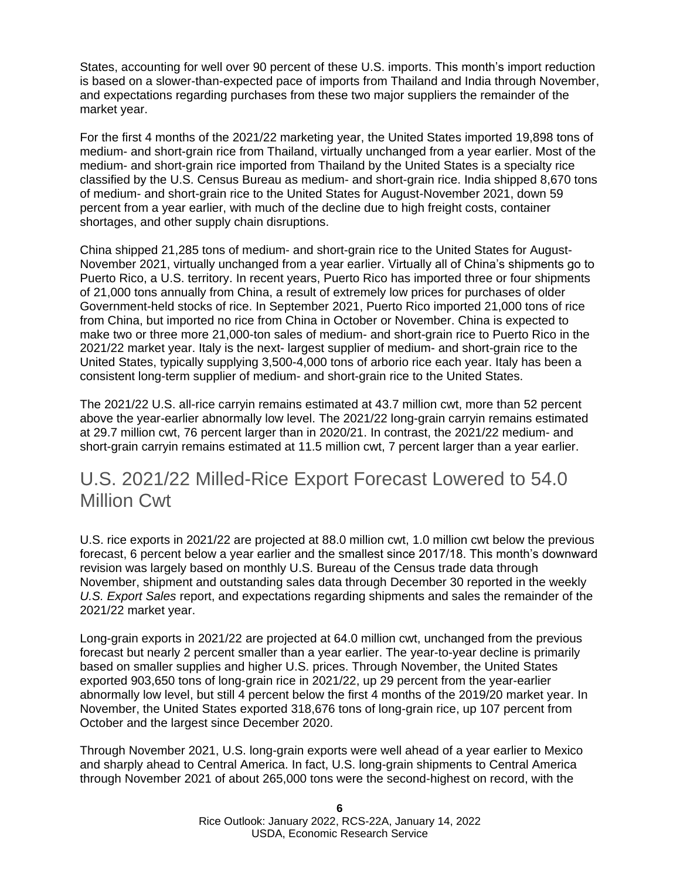States, accounting for well over 90 percent of these U.S. imports. This month's import reduction is based on a slower-than-expected pace of imports from Thailand and India through November, and expectations regarding purchases from these two major suppliers the remainder of the market year.

For the first 4 months of the 2021/22 marketing year, the United States imported 19,898 tons of medium- and short-grain rice from Thailand, virtually unchanged from a year earlier. Most of the medium- and short-grain rice imported from Thailand by the United States is a specialty rice classified by the U.S. Census Bureau as medium- and short-grain rice. India shipped 8,670 tons of medium- and short-grain rice to the United States for August-November 2021, down 59 percent from a year earlier, with much of the decline due to high freight costs, container shortages, and other supply chain disruptions.

China shipped 21,285 tons of medium- and short-grain rice to the United States for August-November 2021, virtually unchanged from a year earlier. Virtually all of China's shipments go to Puerto Rico, a U.S. territory. In recent years, Puerto Rico has imported three or four shipments of 21,000 tons annually from China, a result of extremely low prices for purchases of older Government-held stocks of rice. In September 2021, Puerto Rico imported 21,000 tons of rice from China, but imported no rice from China in October or November. China is expected to make two or three more 21,000-ton sales of medium- and short-grain rice to Puerto Rico in the 2021/22 market year. Italy is the next- largest supplier of medium- and short-grain rice to the United States, typically supplying 3,500-4,000 tons of arborio rice each year. Italy has been a consistent long-term supplier of medium- and short-grain rice to the United States.

The 2021/22 U.S. all-rice carryin remains estimated at 43.7 million cwt, more than 52 percent above the year-earlier abnormally low level. The 2021/22 long-grain carryin remains estimated at 29.7 million cwt, 76 percent larger than in 2020/21. In contrast, the 2021/22 medium- and short-grain carryin remains estimated at 11.5 million cwt, 7 percent larger than a year earlier.

## U.S. 2021/22 Milled-Rice Export Forecast Lowered to 54.0 Million Cwt

U.S. rice exports in 2021/22 are projected at 88.0 million cwt, 1.0 million cwt below the previous forecast, 6 percent below a year earlier and the smallest since 2017/18. This month's downward revision was largely based on monthly U.S. Bureau of the Census trade data through November, shipment and outstanding sales data through December 30 reported in the weekly *U.S. Export Sales* report, and expectations regarding shipments and sales the remainder of the 2021/22 market year.

Long-grain exports in 2021/22 are projected at 64.0 million cwt, unchanged from the previous forecast but nearly 2 percent smaller than a year earlier. The year-to-year decline is primarily based on smaller supplies and higher U.S. prices. Through November, the United States exported 903,650 tons of long-grain rice in 2021/22, up 29 percent from the year-earlier abnormally low level, but still 4 percent below the first 4 months of the 2019/20 market year. In November, the United States exported 318,676 tons of long-grain rice, up 107 percent from October and the largest since December 2020.

Through November 2021, U.S. long-grain exports were well ahead of a year earlier to Mexico and sharply ahead to Central America. In fact, U.S. long-grain shipments to Central America through November 2021 of about 265,000 tons were the second-highest on record, with the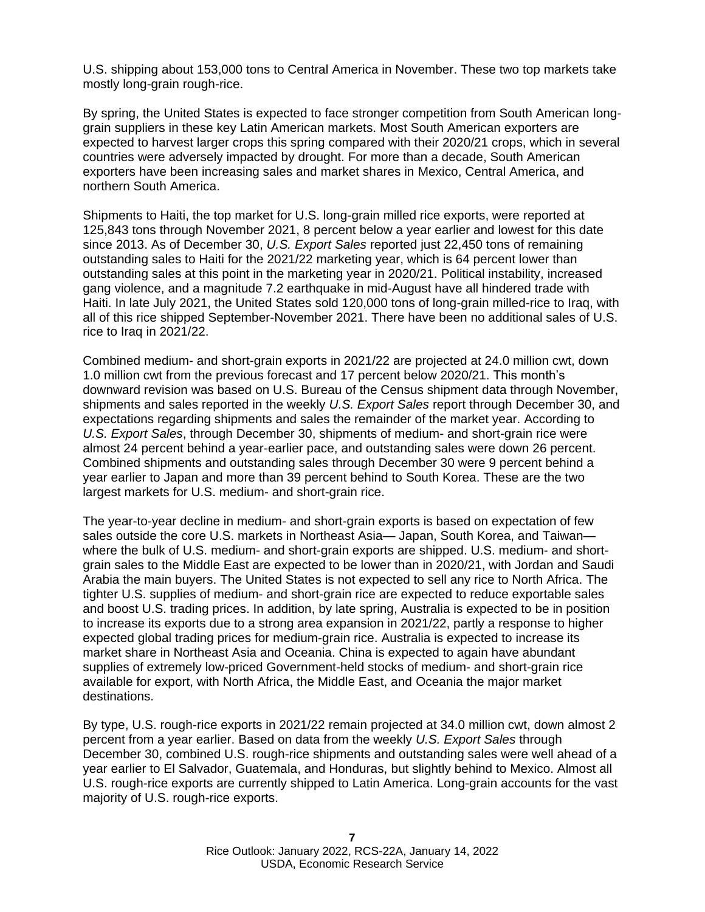U.S. shipping about 153,000 tons to Central America in November. These two top markets take mostly long-grain rough-rice.

By spring, the United States is expected to face stronger competition from South American long-grain suppliers in these key Latin American markets. Most South American exporters are expected to harvest larger crops this spring compared with their 2020/21 crops, which in several countries were adversely impacted by drought. For more than a decade, South American exporters have been increasing sales and market shares in Mexico, Central America, and northern South America.

Shipments to Haiti, the top market for U.S. long-grain milled rice exports, were reported at 125,843 tons through November 2021, 8 percent below a year earlier and lowest for this date since 2013. As of December 30, *U.S. Export Sales* reported just 22,450 tons of remaining outstanding sales to Haiti for the 2021/22 marketing year, which is 64 percent lower than outstanding sales at this point in the marketing year in 2020/21. Political instability, increased gang violence, and a magnitude 7.2 earthquake in mid-August have all hindered trade with Haiti. In late July 2021, the United States sold 120,000 tons of long-grain milled-rice to Iraq, with all of this rice shipped September-November 2021. There have been no additional sales of U.S. rice to Iraq in 2021/22.

Combined medium- and short-grain exports in 2021/22 are projected at 24.0 million cwt, down 1.0 million cwt from the previous forecast and 17 percent below 2020/21. This month's downward revision was based on U.S. Bureau of the Census shipment data through November, shipments and sales reported in the weekly *U.S. Export Sales* report through December 30, and expectations regarding shipments and sales the remainder of the market year. According to *U.S. Export Sales*, through December 30, shipments of medium- and short-grain rice were almost 24 percent behind a year-earlier pace, and outstanding sales were down 26 percent. Combined shipments and outstanding sales through December 30 were 9 percent behind a year earlier to Japan and more than 39 percent behind to South Korea. These are the two largest markets for U.S. medium- and short-grain rice.

The year-to-year decline in medium- and short-grain exports is based on expectation of few sales outside the core U.S. markets in Northeast Asia— Japan, South Korea, and Taiwan— where the bulk of U.S. medium- and short-grain exports are shipped. U.S. medium- and short-grain sales to the Middle East are expected to be lower than in 2020/21, with Jordan and Saudi Arabia the main buyers. The United States is not expected to sell any rice to North Africa. The tighter U.S. supplies of medium- and short-grain rice are expected to reduce exportable sales and boost U.S. trading prices. In addition, by late spring, Australia is expected to be in position to increase its exports due to a strong area expansion in 2021/22, partly a response to higher expected global trading prices for medium-grain rice. Australia is expected to increase its market share in Northeast Asia and Oceania. China is expected to again have abundant supplies of extremely low-priced Government-held stocks of medium- and short-grain rice available for export, with North Africa, the Middle East, and Oceania the major market destinations.

By type, U.S. rough-rice exports in 2021/22 remain projected at 34.0 million cwt, down almost 2 percent from a year earlier. Based on data from the weekly *U.S. Export Sales* through December 30, combined U.S. rough-rice shipments and outstanding sales were well ahead of a year earlier to El Salvador, Guatemala, and Honduras, but slightly behind to Mexico. Almost all U.S. rough-rice exports are currently shipped to Latin America. Long-grain accounts for the vast majority of U.S. rough-rice exports.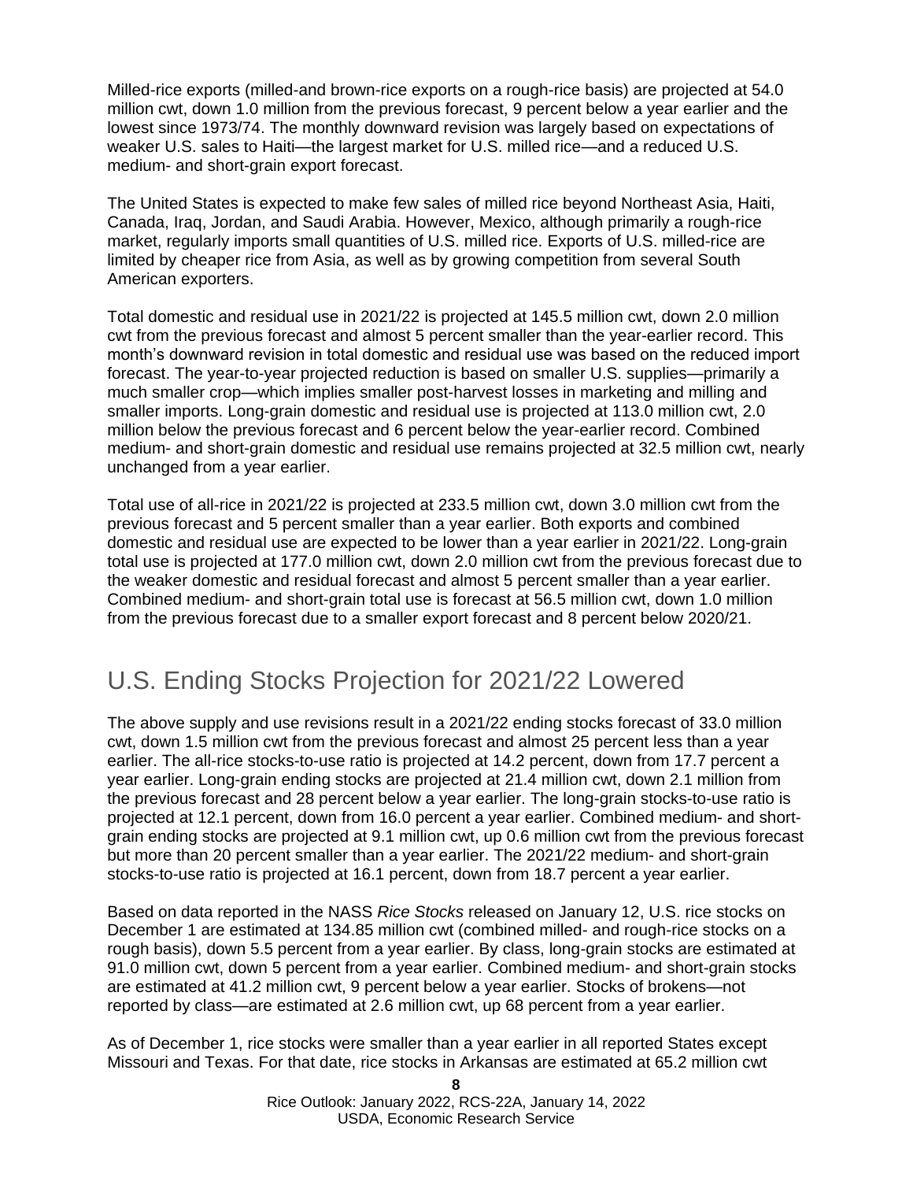Milled-rice exports (milled-and brown-rice exports on a rough-rice basis) are projected at 54.0 million cwt, down 1.0 million from the previous forecast, 9 percent below a year earlier and the lowest since 1973/74. The monthly downward revision was largely based on expectations of weaker U.S. sales to Haiti—the largest market for U.S. milled rice—and a reduced U.S. medium- and short-grain export forecast.

The United States is expected to make few sales of milled rice beyond Northeast Asia, Haiti, Canada, Iraq, Jordan, and Saudi Arabia. However, Mexico, although primarily a rough-rice market, regularly imports small quantities of U.S. milled rice. Exports of U.S. milled-rice are limited by cheaper rice from Asia, as well as by growing competition from several South American exporters.

Total domestic and residual use in 2021/22 is projected at 145.5 million cwt, down 2.0 million cwt from the previous forecast and almost 5 percent smaller than the year-earlier record. This month's downward revision in total domestic and residual use was based on the reduced import forecast. The year-to-year projected reduction is based on smaller U.S. supplies—primarily a much smaller crop—which implies smaller post-harvest losses in marketing and milling and smaller imports. Long-grain domestic and residual use is projected at 113.0 million cwt, 2.0 million below the previous forecast and 6 percent below the year-earlier record. Combined medium- and short-grain domestic and residual use remains projected at 32.5 million cwt, nearly unchanged from a year earlier.

Total use of all-rice in 2021/22 is projected at 233.5 million cwt, down 3.0 million cwt from the previous forecast and 5 percent smaller than a year earlier. Both exports and combined domestic and residual use are expected to be lower than a year earlier in 2021/22. Long-grain total use is projected at 177.0 million cwt, down 2.0 million cwt from the previous forecast due to the weaker domestic and residual forecast and almost 5 percent smaller than a year earlier. Combined medium- and short-grain total use is forecast at 56.5 million cwt, down 1.0 million from the previous forecast due to a smaller export forecast and 8 percent below 2020/21.

## U.S. Ending Stocks Projection for 2021/22 Lowered

The above supply and use revisions result in a 2021/22 ending stocks forecast of 33.0 million cwt, down 1.5 million cwt from the previous forecast and almost 25 percent less than a year earlier. The all-rice stocks-to-use ratio is projected at 14.2 percent, down from 17.7 percent a year earlier. Long-grain ending stocks are projected at 21.4 million cwt, down 2.1 million from the previous forecast and 28 percent below a year earlier. The long-grain stocks-to-use ratio is projected at 12.1 percent, down from 16.0 percent a year earlier. Combined medium- and short-grain ending stocks are projected at 9.1 million cwt, up 0.6 million cwt from the previous forecast but more than 20 percent smaller than a year earlier. The 2021/22 medium- and short-grain stocks-to-use ratio is projected at 16.1 percent, down from 18.7 percent a year earlier.

Based on data reported in the NASS *Rice Stocks* released on January 12, U.S. rice stocks on December 1 are estimated at 134.85 million cwt (combined milled- and rough-rice stocks on a rough basis), down 5.5 percent from a year earlier. By class, long-grain stocks are estimated at 91.0 million cwt, down 5 percent from a year earlier. Combined medium- and short-grain stocks are estimated at 41.2 million cwt, 9 percent below a year earlier. Stocks of brokens—not reported by class—are estimated at 2.6 million cwt, up 68 percent from a year earlier.

As of December 1, rice stocks were smaller than a year earlier in all reported States except Missouri and Texas. For that date, rice stocks in Arkansas are estimated at 65.2 million cwt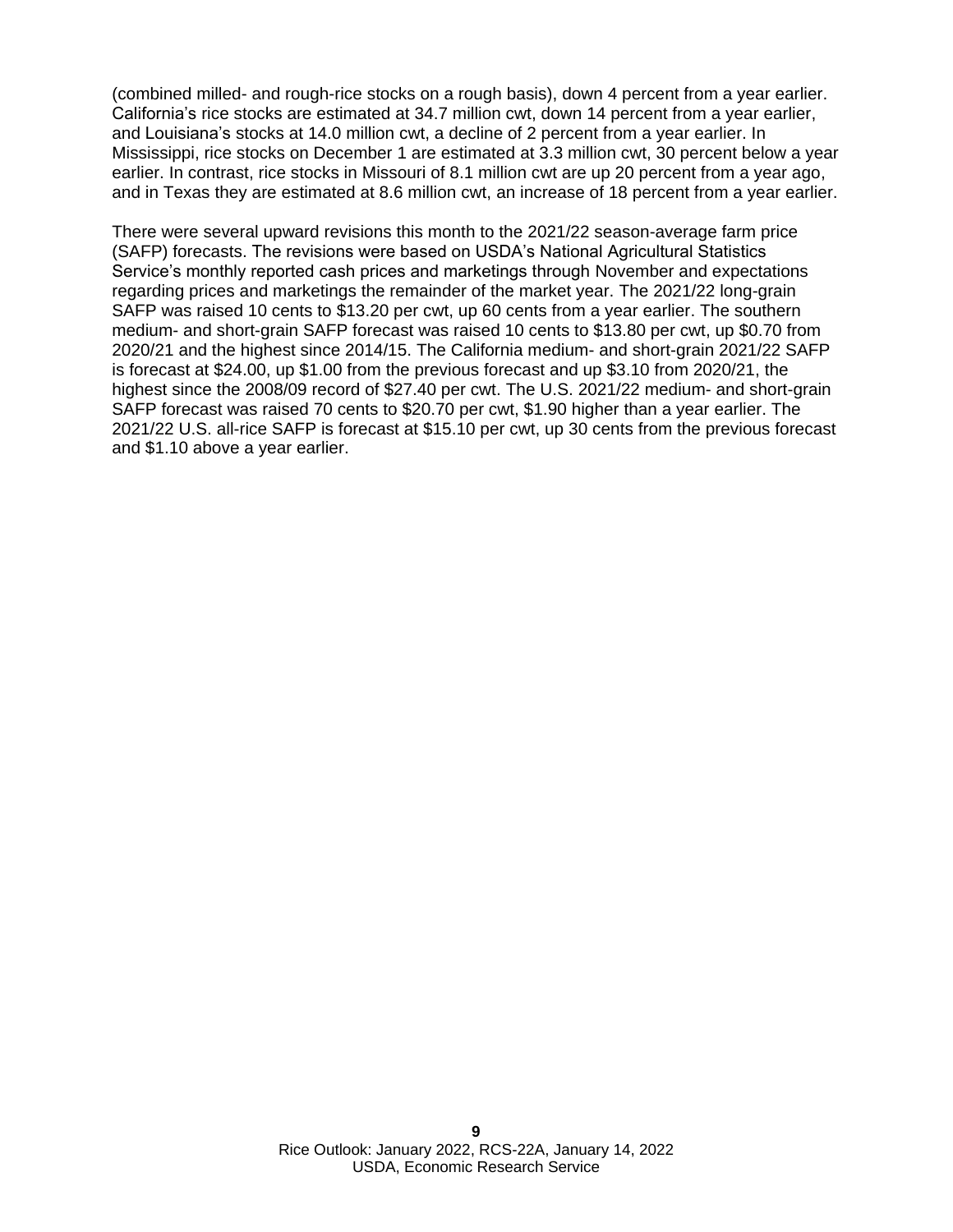(combined milled- and rough-rice stocks on a rough basis), down 4 percent from a year earlier. California's rice stocks are estimated at 34.7 million cwt, down 14 percent from a year earlier, and Louisiana's stocks at 14.0 million cwt, a decline of 2 percent from a year earlier. In Mississippi, rice stocks on December 1 are estimated at 3.3 million cwt, 30 percent below a year earlier. In contrast, rice stocks in Missouri of 8.1 million cwt are up 20 percent from a year ago, and in Texas they are estimated at 8.6 million cwt, an increase of 18 percent from a year earlier.

There were several upward revisions this month to the 2021/22 season-average farm price (SAFP) forecasts. The revisions were based on USDA's National Agricultural Statistics Service's monthly reported cash prices and marketings through November and expectations regarding prices and marketings the remainder of the market year. The 2021/22 long-grain SAFP was raised 10 cents to $13.20 per cwt, up 60 cents from a year earlier. The southern medium- and short-grain SAFP forecast was raised 10 cents to $13.80 per cwt, up $0.70 from 2020/21 and the highest since 2014/15. The California medium- and short-grain 2021/22 SAFP is forecast at $24.00, up $1.00 from the previous forecast and up $3.10 from 2020/21, the highest since the 2008/09 record of $27.40 per cwt. The U.S. 2021/22 medium- and short-grain SAFP forecast was raised 70 cents to $20.70 per cwt, $1.90 higher than a year earlier. The 2021/22 U.S. all-rice SAFP is forecast at $15.10 per cwt, up 30 cents from the previous forecast and $1.10 above a year earlier.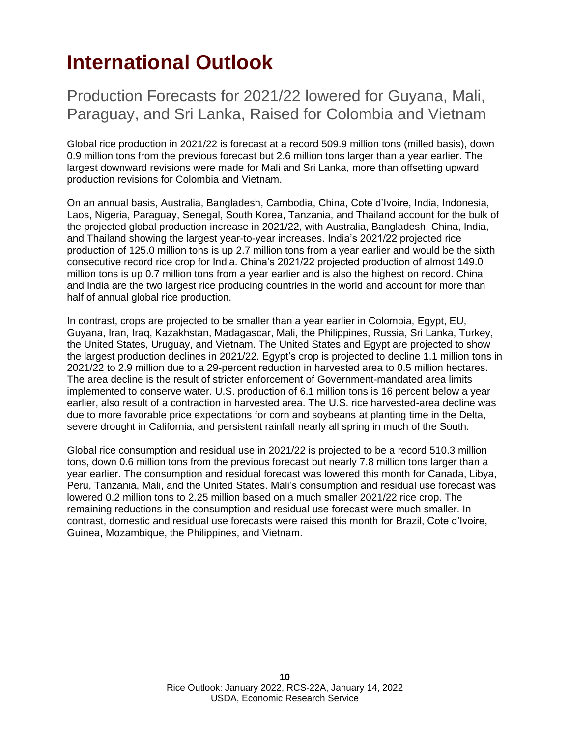# International Outlook

## Production Forecasts for 2021/22 lowered for Guyana, Mali, Paraguay, and Sri Lanka, Raised for Colombia and Vietnam

Global rice production in 2021/22 is forecast at a record 509.9 million tons (milled basis), down 0.9 million tons from the previous forecast but 2.6 million tons larger than a year earlier. The largest downward revisions were made for Mali and Sri Lanka, more than offsetting upward production revisions for Colombia and Vietnam.

On an annual basis, Australia, Bangladesh, Cambodia, China, Cote d'Ivoire, India, Indonesia, Laos, Nigeria, Paraguay, Senegal, South Korea, Tanzania, and Thailand account for the bulk of the projected global production increase in 2021/22, with Australia, Bangladesh, China, India, and Thailand showing the largest year-to-year increases. India's 2021/22 projected rice production of 125.0 million tons is up 2.7 million tons from a year earlier and would be the sixth consecutive record rice crop for India. China's 2021/22 projected production of almost 149.0 million tons is up 0.7 million tons from a year earlier and is also the highest on record. China and India are the two largest rice producing countries in the world and account for more than half of annual global rice production.

In contrast, crops are projected to be smaller than a year earlier in Colombia, Egypt, EU, Guyana, Iran, Iraq, Kazakhstan, Madagascar, Mali, the Philippines, Russia, Sri Lanka, Turkey, the United States, Uruguay, and Vietnam. The United States and Egypt are projected to show the largest production declines in 2021/22. Egypt's crop is projected to decline 1.1 million tons in 2021/22 to 2.9 million due to a 29-percent reduction in harvested area to 0.5 million hectares. The area decline is the result of stricter enforcement of Government-mandated area limits implemented to conserve water. U.S. production of 6.1 million tons is 16 percent below a year earlier, also result of a contraction in harvested area. The U.S. rice harvested-area decline was due to more favorable price expectations for corn and soybeans at planting time in the Delta, severe drought in California, and persistent rainfall nearly all spring in much of the South.

Global rice consumption and residual use in 2021/22 is projected to be a record 510.3 million tons, down 0.6 million tons from the previous forecast but nearly 7.8 million tons larger than a year earlier. The consumption and residual forecast was lowered this month for Canada, Libya, Peru, Tanzania, Mali, and the United States. Mali's consumption and residual use forecast was lowered 0.2 million tons to 2.25 million based on a much smaller 2021/22 rice crop. The remaining reductions in the consumption and residual use forecast were much smaller. In contrast, domestic and residual use forecasts were raised this month for Brazil, Cote d'Ivoire, Guinea, Mozambique, the Philippines, and Vietnam.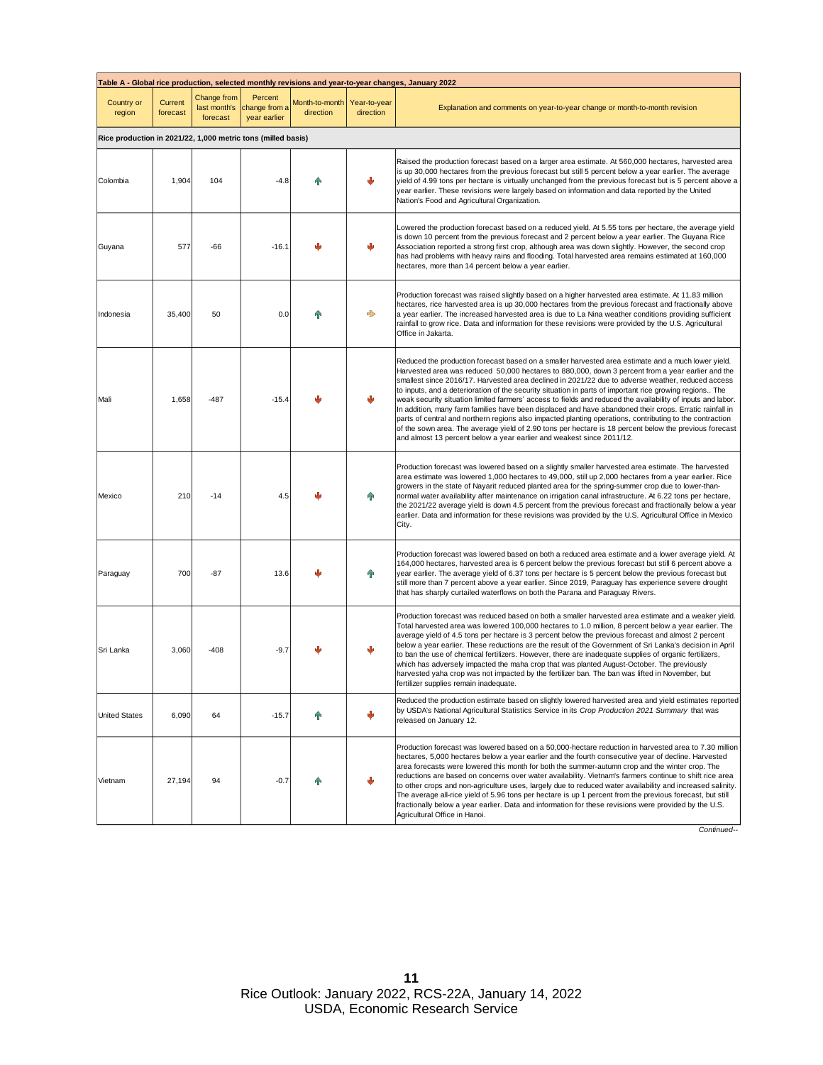**Table A - Global rice production, selected monthly revisions and year-to-year changes, January 2022**

| Country or region | Current forecast | Change from last month's forecast | Percent change from a year earlier | Month-to-month direction | Year-to-year direction | Explanation and comments on year-to-year change or month-to-month revision |
|---|---|---|---|---|---|---|
| **Rice production in 2021/22, 1,000 metric tons (milled basis)** | | | | | | |
| Colombia | 1,904 | 104 | -4.8 | ↑ | ↓ | Raised the production forecast based on a larger area estimate. At 560,000 hectares, harvested area is up 30,000 hectares from the previous forecast but still 5 percent below a year earlier. The average yield of 4.99 tons per hectare is virtually unchanged from the previous forecast but is 5 percent above a year earlier. These revisions were largely based on information and data reported by the United Nation's Food and Agricultural Organization. |
| Guyana | 577 | -66 | -16.1 | ↓ | ↓ | Lowered the production forecast based on a reduced yield. At 5.55 tons per hectare, the average yield is down 10 percent from the previous forecast and 2 percent below a year earlier. The Guyana Rice Association reported a strong first crop, although area was down slightly. However, the second crop has had problems with heavy rains and flooding. Total harvested area remains estimated at 160,000 hectares, more than 14 percent below a year earlier. |
| Indonesia | 35,400 | 50 | 0.0 | ↑ | → | Production forecast was raised slightly based on a higher harvested area estimate. At 11.83 million hectares, rice harvested area is up 30,000 hectares from the previous forecast and fractionally above a year earlier. The increased harvested area is due to La Nina weather conditions providing sufficient rainfall to grow rice. Data and information for these revisions were provided by the U.S. Agricultural Office in Jakarta. |
| Mali | 1,658 | -487 | -15.4 | ↓ | ↓ | Reduced the production forecast based on a smaller harvested area estimate and a much lower yield. Harvested area was reduced 50,000 hectares to 880,000, down 3 percent from a year earlier and the smallest since 2016/17. Harvested area declined in 2021/22 due to adverse weather, reduced access to inputs, and a deterioration of the security situation in parts of important rice growing regions.. The weak security situation limited farmers' access to fields and reduced the availability of inputs and labor. In addition, many farm families have been displaced and have abandoned their crops. Erratic rainfall in parts of central and northern regions also impacted planting operations, contributing to the contraction of the sown area. The average yield of 2.90 tons per hectare is 18 percent below the previous forecast and almost 13 percent below a year earlier and weakest since 2011/12. |
| Mexico | 210 | -14 | 4.5 | ↓ | ↑ | Production forecast was lowered based on a slightly smaller harvested area estimate. The harvested area estimate was lowered 1,000 hectares to 49,000, still up 2,000 hectares from a year earlier. Rice growers in the state of Nayarit reduced planted area for the spring-summer crop due to lower-than-normal water availability after maintenance on irrigation canal infrastructure. At 6.22 tons per hectare, the 2021/22 average yield is down 4.5 percent from the previous forecast and fractionally below a year earlier. Data and information for these revisions was provided by the U.S. Agricultural Office in Mexico City. |
| Paraguay | 700 | -87 | 13.6 | ↓ | ↑ | Production forecast was lowered based on both a reduced area estimate and a lower average yield. At 164,000 hectares, harvested area is 6 percent below the previous forecast but still 6 percent above a year earlier. The average yield of 6.37 tons per hectare is 5 percent below the previous forecast but still more than 7 percent above a year earlier. Since 2019, Paraguay has experience severe drought that has sharply curtailed waterflows on both the Parana and Paraguay Rivers. |
| Sri Lanka | 3,060 | -408 | -9.7 | ↓ | ↓ | Production forecast was reduced based on both a smaller harvested area estimate and a weaker yield. Total harvested area was lowered 100,000 hectares to 1.0 million, 8 percent below a year earlier. The average yield of 4.5 tons per hectare is 3 percent below the previous forecast and almost 2 percent below a year earlier. These reductions are the result of the Government of Sri Lanka's decision in April to ban the use of chemical fertilizers. However, there are inadequate supplies of organic fertilizers, which has adversely impacted the maha crop that was planted August-October. The previously harvested yaha crop was not impacted by the fertilizer ban. The ban was lifted in November, but fertilizer supplies remain inadequate. |
| United States | 6,090 | 64 | -15.7 | ↑ | ↓ | Reduced the production estimate based on slightly lowered harvested area and yield estimates reported by USDA's National Agricultural Statistics Service in its *Crop Production 2021 Summary* that was released on January 12. |
| Vietnam | 27,194 | 94 | -0.7 | ↑ | ↓ | Production forecast was lowered based on a 50,000-hectare reduction in harvested area to 7.30 million hectares, 5,000 hectares below a year earlier and the fourth consecutive year of decline. Harvested area forecasts were lowered this month for both the summer-autumn crop and the winter crop. The reductions are based on concerns over water availability. Vietnam's farmers continue to shift rice area to other crops and non-agriculture uses, largely due to reduced water availability and increased salinity. The average all-rice yield of 5.96 tons per hectare is up 1 percent from the previous forecast, but still fractionally below a year earlier. Data and information for these revisions were provided by the U.S. Agricultural Office in Hanoi. |

*Continued--*

Rice Outlook: January 2022, RCS-22A, January 14, 2022
USDA, Economic Research Service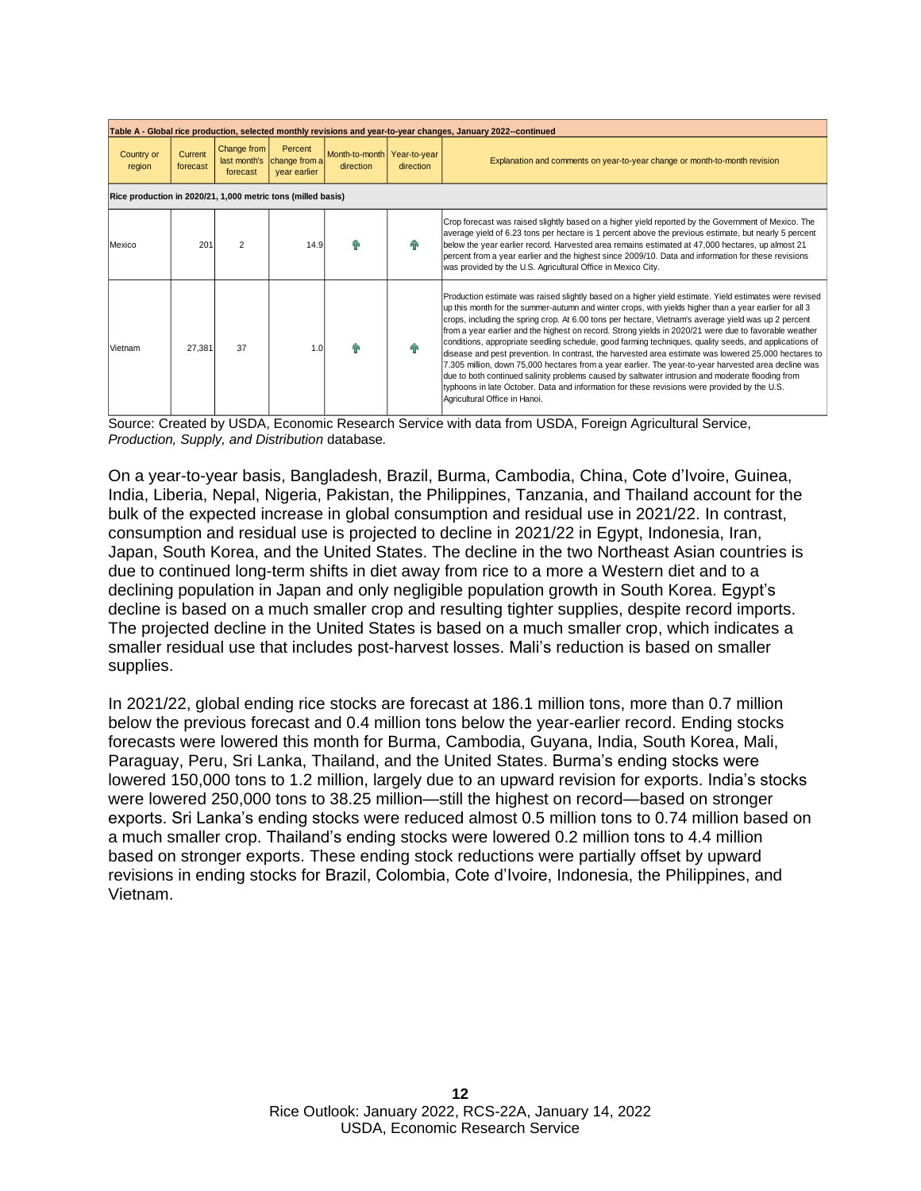| Table A - Global rice production, selected monthly revisions and year-to-year changes, January 2022--continued | | | | | | |
|---|---|---|---|---|---|---|
| Country or region | Current forecast | Change from last month's forecast | Percent change from a year earlier | Month-to-month direction | Year-to-year direction | Explanation and comments on year-to-year change or month-to-month revision |
| Rice production in 2020/21, 1,000 metric tons (milled basis) | | | | | | |
| Mexico | 201 | 2 | 14.9 | ↑ | ↑ | Crop forecast was raised slightly based on a higher yield reported by the Government of Mexico. The average yield of 6.23 tons per hectare is 1 percent above the previous estimate, but nearly 5 percent below the year earlier record. Harvested area remains estimated at 47,000 hectares, up almost 21 percent from a year earlier and the highest since 2009/10. Data and information for these revisions was provided by the U.S. Agricultural Office in Mexico City. |
| Vietnam | 27,381 | 37 | 1.0 | ↑ | ↑ | Production estimate was raised slightly based on a higher yield estimate. Yield estimates were revised up this month for the summer-autumn and winter crops, with yields higher than a year earlier for all 3 crops, including the spring crop. At 6.00 tons per hectare, Vietnam's average yield was up 2 percent from a year earlier and the highest on record. Strong yields in 2020/21 were due to favorable weather conditions, appropriate seedling schedule, good farming techniques, quality seeds, and applications of disease and pest prevention. In contrast, the harvested area estimate was lowered 25,000 hectares to 7.305 million, down 75,000 hectares from a year earlier. The year-to-year harvested area decline was due to both continued salinity problems caused by saltwater intrusion and moderate flooding from typhoons in late October. Data and information for these revisions were provided by the U.S. Agricultural Office in Hanoi. |

Source: Created by USDA, Economic Research Service with data from USDA, Foreign Agricultural Service, *Production, Supply, and Distribution* database.

On a year-to-year basis, Bangladesh, Brazil, Burma, Cambodia, China, Cote d'Ivoire, Guinea, India, Liberia, Nepal, Nigeria, Pakistan, the Philippines, Tanzania, and Thailand account for the bulk of the expected increase in global consumption and residual use in 2021/22. In contrast, consumption and residual use is projected to decline in 2021/22 in Egypt, Indonesia, Iran, Japan, South Korea, and the United States. The decline in the two Northeast Asian countries is due to continued long-term shifts in diet away from rice to a more a Western diet and to a declining population in Japan and only negligible population growth in South Korea. Egypt's decline is based on a much smaller crop and resulting tighter supplies, despite record imports. The projected decline in the United States is based on a much smaller crop, which indicates a smaller residual use that includes post-harvest losses. Mali's reduction is based on smaller supplies.

In 2021/22, global ending rice stocks are forecast at 186.1 million tons, more than 0.7 million below the previous forecast and 0.4 million tons below the year-earlier record. Ending stocks forecasts were lowered this month for Burma, Cambodia, Guyana, India, South Korea, Mali, Paraguay, Peru, Sri Lanka, Thailand, and the United States. Burma's ending stocks were lowered 150,000 tons to 1.2 million, largely due to an upward revision for exports. India's stocks were lowered 250,000 tons to 38.25 million—still the highest on record—based on stronger exports. Sri Lanka's ending stocks were reduced almost 0.5 million tons to 0.74 million based on a much smaller crop. Thailand's ending stocks were lowered 0.2 million tons to 4.4 million based on stronger exports. These ending stock reductions were partially offset by upward revisions in ending stocks for Brazil, Colombia, Cote d'Ivoire, Indonesia, the Philippines, and Vietnam.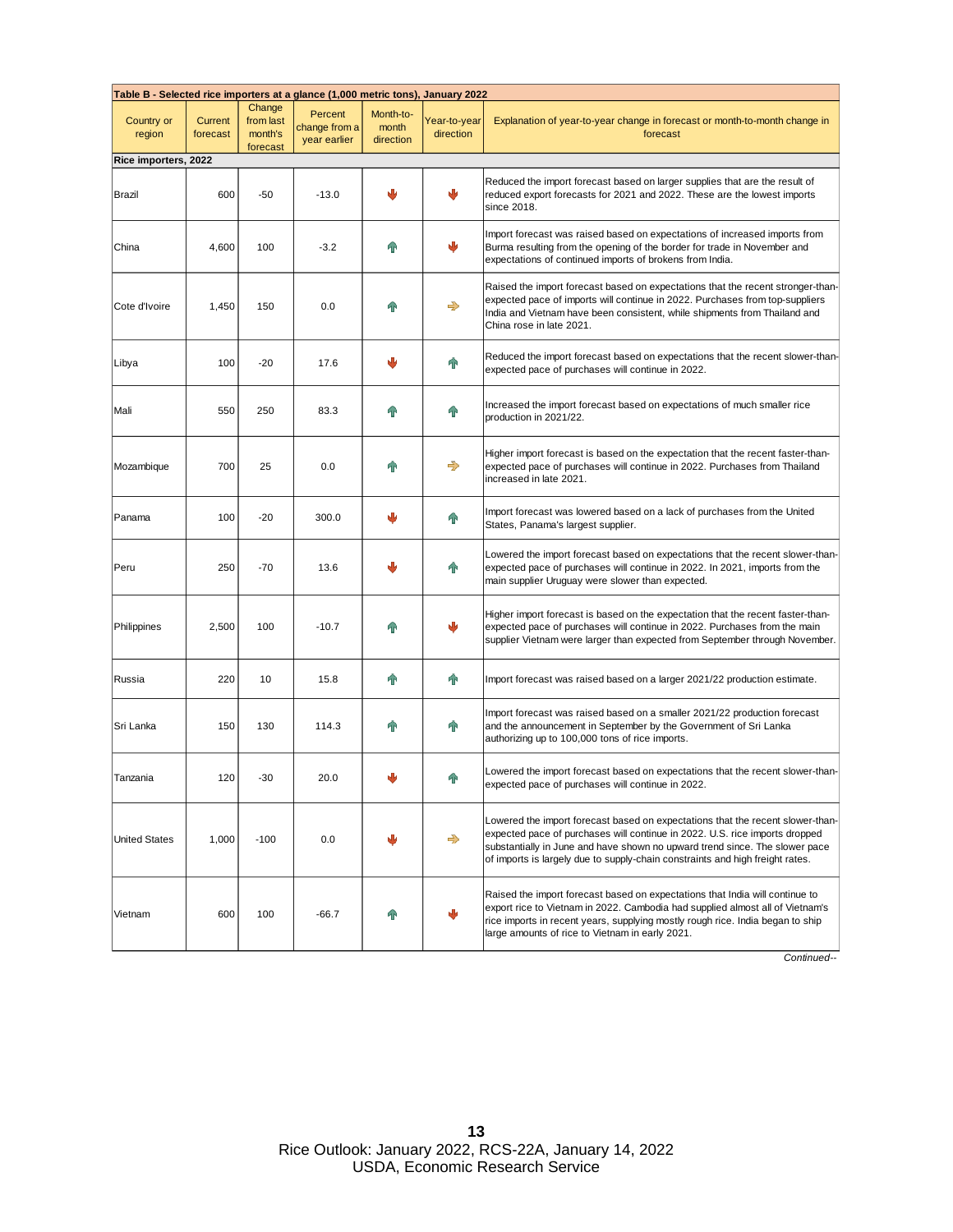**Table B - Selected rice importers at a glance (1,000 metric tons), January 2022**

| Country or region | Current forecast | Change from last month's forecast | Percent change from a year earlier | Month-to-month direction | Year-to-year direction | Explanation of year-to-year change in forecast or month-to-month change in forecast |
|---|---|---|---|---|---|---|
| **Rice importers, 2022** | | | | | | |
| Brazil | 600 | -50 | -13.0 | ↓ | ↓ | Reduced the import forecast based on larger supplies that are the result of reduced export forecasts for 2021 and 2022. These are the lowest imports since 2018. |
| China | 4,600 | 100 | -3.2 | ↑ | ↓ | Import forecast was raised based on expectations of increased imports from Burma resulting from the opening of the border for trade in November and expectations of continued imports of brokens from India. |
| Cote d'Ivoire | 1,450 | 150 | 0.0 | ↑ | → | Raised the import forecast based on expectations that the recent stronger-than-expected pace of imports will continue in 2022. Purchases from top-suppliers India and Vietnam have been consistent, while shipments from Thailand and China rose in late 2021. |
| Libya | 100 | -20 | 17.6 | ↓ | ↑ | Reduced the import forecast based on expectations that the recent slower-than-expected pace of purchases will continue in 2022. |
| Mali | 550 | 250 | 83.3 | ↑ | ↑ | Increased the import forecast based on expectations of much smaller rice production in 2021/22. |
| Mozambique | 700 | 25 | 0.0 | ↑ | → | Higher import forecast is based on the expectation that the recent faster-than-expected pace of purchases will continue in 2022. Purchases from Thailand increased in late 2021. |
| Panama | 100 | -20 | 300.0 | ↓ | ↑ | Import forecast was lowered based on a lack of purchases from the United States, Panama's largest supplier. |
| Peru | 250 | -70 | 13.6 | ↓ | ↑ | Lowered the import forecast based on expectations that the recent slower-than-expected pace of purchases will continue in 2022. In 2021, imports from the main supplier Uruguay were slower than expected. |
| Philippines | 2,500 | 100 | -10.7 | ↑ | ↓ | Higher import forecast is based on the expectation that the recent faster-than-expected pace of purchases will continue in 2022. Purchases from the main supplier Vietnam were larger than expected from September through November. |
| Russia | 220 | 10 | 15.8 | ↑ | ↑ | Import forecast was raised based on a larger 2021/22 production estimate. |
| Sri Lanka | 150 | 130 | 114.3 | ↑ | ↑ | Import forecast was raised based on a smaller 2021/22 production forecast and the announcement in September by the Government of Sri Lanka authorizing up to 100,000 tons of rice imports. |
| Tanzania | 120 | -30 | 20.0 | ↓ | ↑ | Lowered the import forecast based on expectations that the recent slower-than-expected pace of purchases will continue in 2022. |
| United States | 1,000 | -100 | 0.0 | ↓ | → | Lowered the import forecast based on expectations that the recent slower-than-expected pace of purchases will continue in 2022. U.S. rice imports dropped substantially in June and have shown no upward trend since. The slower pace of imports is largely due to supply-chain constraints and high freight rates. |
| Vietnam | 600 | 100 | -66.7 | ↑ | ↓ | Raised the import forecast based on expectations that India will continue to export rice to Vietnam in 2022. Cambodia had supplied almost all of Vietnam's rice imports in recent years, supplying mostly rough rice. India began to ship large amounts of rice to Vietnam in early 2021. |

*Continued--*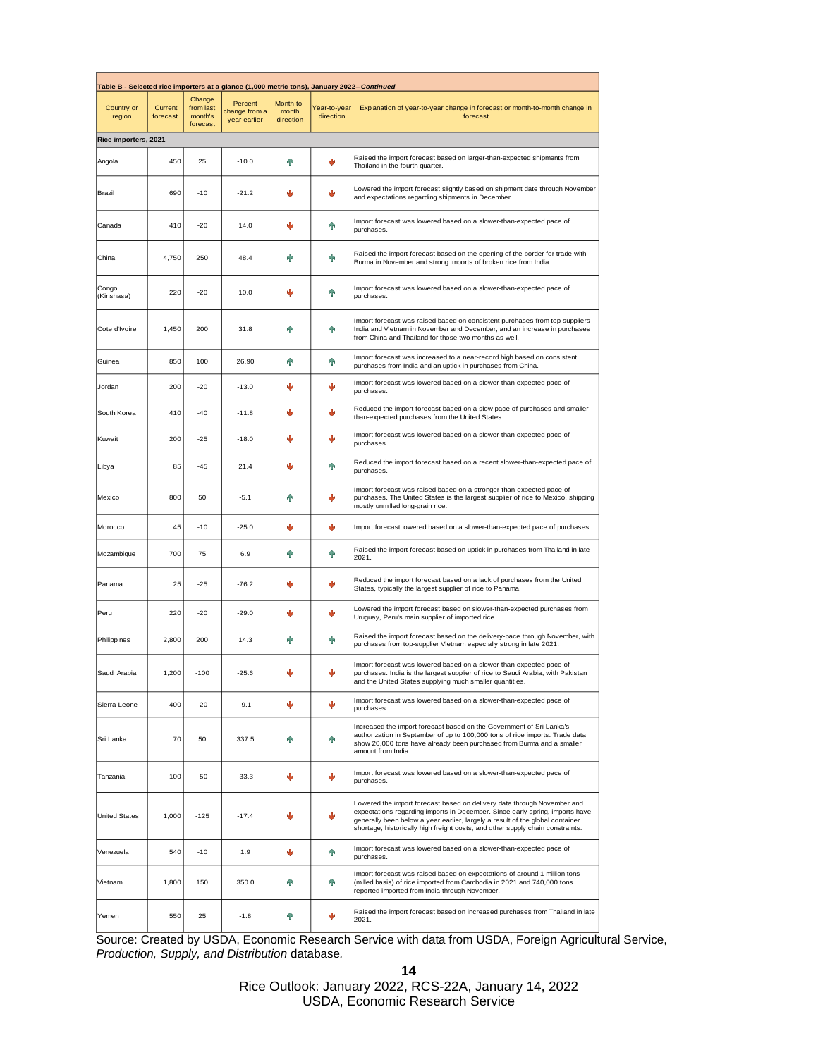| Table B - Selected rice importers at a glance (1,000 metric tons), January 2022--*Continued* | | | | | | |
|---|---|---|---|---|---|---|
| Country or region | Current forecast | Change from last month's forecast | Percent change from a year earlier | Month-to-month direction | Year-to-year direction | Explanation of year-to-year change in forecast or month-to-month change in forecast |
| **Rice importers, 2021** | | | | | | |
| Angola | 450 | 25 | -10.0 | ↑ | ↓ | Raised the import forecast based on larger-than-expected shipments from Thailand in the fourth quarter. |
| Brazil | 690 | -10 | -21.2 | ↓ | ↓ | Lowered the import forecast slightly based on shipment date through November and expectations regarding shipments in December. |
| Canada | 410 | -20 | 14.0 | ↓ | ↑ | Import forecast was lowered based on a slower-than-expected pace of purchases. |
| China | 4,750 | 250 | 48.4 | ↑ | ↑ | Raised the import forecast based on the opening of the border for trade with Burma in November and strong imports of broken rice from India. |
| Congo (Kinshasa) | 220 | -20 | 10.0 | ↓ | ↑ | Import forecast was lowered based on a slower-than-expected pace of purchases. |
| Cote d'Ivoire | 1,450 | 200 | 31.8 | ↑ | ↑ | Import forecast was raised based on consistent purchases from top-suppliers India and Vietnam in November and December, and an increase in purchases from China and Thailand for those two months as well. |
| Guinea | 850 | 100 | 26.90 | ↑ | ↑ | Import forecast was increased to a near-record high based on consistent purchases from India and an uptick in purchases from China. |
| Jordan | 200 | -20 | -13.0 | ↓ | ↓ | Import forecast was lowered based on a slower-than-expected pace of purchases. |
| South Korea | 410 | -40 | -11.8 | ↓ | ↓ | Reduced the import forecast based on a slow pace of purchases and smaller-than-expected purchases from the United States. |
| Kuwait | 200 | -25 | -18.0 | ↓ | ↓ | Import forecast was lowered based on a slower-than-expected pace of purchases. |
| Libya | 85 | -45 | 21.4 | ↓ | ↑ | Reduced the import forecast based on a recent slower-than-expected pace of purchases. |
| Mexico | 800 | 50 | -5.1 | ↑ | ↓ | Import forecast was raised based on a stronger-than-expected pace of purchases. The United States is the largest supplier of rice to Mexico, shipping mostly unmilled long-grain rice. |
| Morocco | 45 | -10 | -25.0 | ↓ | ↓ | Import forecast lowered based on a slower-than-expected pace of purchases. |
| Mozambique | 700 | 75 | 6.9 | ↑ | ↑ | Raised the import forecast based on uptick in purchases from Thailand in late 2021. |
| Panama | 25 | -25 | -76.2 | ↓ | ↓ | Reduced the import forecast based on a lack of purchases from the United States, typically the largest supplier of rice to Panama. |
| Peru | 220 | -20 | -29.0 | ↓ | ↓ | Lowered the import forecast based on slower-than-expected purchases from Uruguay, Peru's main supplier of imported rice. |
| Philippines | 2,800 | 200 | 14.3 | ↑ | ↑ | Raised the import forecast based on the delivery-pace through November, with purchases from top-supplier Vietnam especially strong in late 2021. |
| Saudi Arabia | 1,200 | -100 | -25.6 | ↓ | ↓ | Import forecast was lowered based on a slower-than-expected pace of purchases. India is the largest supplier of rice to Saudi Arabia, with Pakistan and the United States supplying much smaller quantities. |
| Sierra Leone | 400 | -20 | -9.1 | ↓ | ↓ | Import forecast was lowered based on a slower-than-expected pace of purchases. |
| Sri Lanka | 70 | 50 | 337.5 | ↑ | ↑ | Increased the import forecast based on the Government of Sri Lanka's authorization in September of up to 100,000 tons of rice imports. Trade data show 20,000 tons have already been purchased from Burma and a smaller amount from India. |
| Tanzania | 100 | -50 | -33.3 | ↓ | ↓ | Import forecast was lowered based on a slower-than-expected pace of purchases. |
| United States | 1,000 | -125 | -17.4 | ↓ | ↓ | Lowered the import forecast based on delivery data through November and expectations regarding imports in December. Since early spring, imports have generally been below a year earlier, largely a result of the global container shortage, historically high freight costs, and other supply chain constraints. |
| Venezuela | 540 | -10 | 1.9 | ↓ | ↑ | Import forecast was lowered based on a slower-than-expected pace of purchases. |
| Vietnam | 1,800 | 150 | 350.0 | ↑ | ↑ | Import forecast was raised based on expectations of around 1 million tons (milled basis) of rice imported from Cambodia in 2021 and 740,000 tons reported imported from India through November. |
| Yemen | 550 | 25 | -1.8 | ↑ | ↓ | Raised the import forecast based on increased purchases from Thailand in late 2021. |

Source: Created by USDA, Economic Research Service with data from USDA, Foreign Agricultural Service, *Production, Supply, and Distribution* database.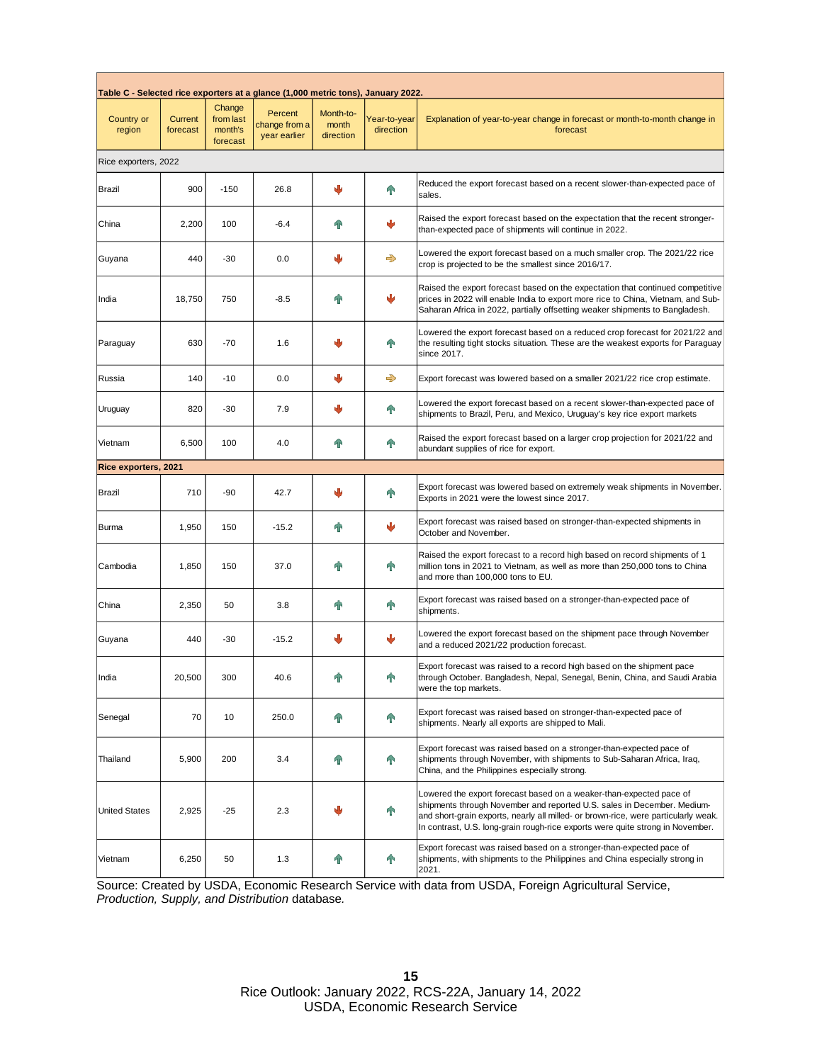**Table C - Selected rice exporters at a glance (1,000 metric tons), January 2022.**

| Country or region | Current forecast | Change from last month's forecast | Percent change from a year earlier | Month-to-month direction | Year-to-year direction | Explanation of year-to-year change in forecast or month-to-month change in forecast |
|---|---|---|---|---|---|---|
| **Rice exporters, 2022** | | | | | | |
| Brazil | 900 | -150 | 26.8 | ↓ | ↑ | Reduced the export forecast based on a recent slower-than-expected pace of sales. |
| China | 2,200 | 100 | -6.4 | ↑ | ↓ | Raised the export forecast based on the expectation that the recent stronger-than-expected pace of shipments will continue in 2022. |
| Guyana | 440 | -30 | 0.0 | ↓ | → | Lowered the export forecast based on a much smaller crop. The 2021/22 rice crop is projected to be the smallest since 2016/17. |
| India | 18,750 | 750 | -8.5 | ↑ | ↓ | Raised the export forecast based on the expectation that continued competitive prices in 2022 will enable India to export more rice to China, Vietnam, and Sub-Saharan Africa in 2022, partially offsetting weaker shipments to Bangladesh. |
| Paraguay | 630 | -70 | 1.6 | ↓ | ↑ | Lowered the export forecast based on a reduced crop forecast for 2021/22 and the resulting tight stocks situation. These are the weakest exports for Paraguay since 2017. |
| Russia | 140 | -10 | 0.0 | ↓ | → | Export forecast was lowered based on a smaller 2021/22 rice crop estimate. |
| Uruguay | 820 | -30 | 7.9 | ↓ | ↑ | Lowered the export forecast based on a recent slower-than-expected pace of shipments to Brazil, Peru, and Mexico, Uruguay's key rice export markets |
| Vietnam | 6,500 | 100 | 4.0 | ↑ | ↑ | Raised the export forecast based on a larger crop projection for 2021/22 and abundant supplies of rice for export. |
| **Rice exporters, 2021** | | | | | | |
| Brazil | 710 | -90 | 42.7 | ↓ | ↑ | Export forecast was lowered based on extremely weak shipments in November. Exports in 2021 were the lowest since 2017. |
| Burma | 1,950 | 150 | -15.2 | ↑ | ↓ | Export forecast was raised based on stronger-than-expected shipments in October and November. |
| Cambodia | 1,850 | 150 | 37.0 | ↑ | ↑ | Raised the export forecast to a record high based on record shipments of 1 million tons in 2021 to Vietnam, as well as more than 250,000 tons to China and more than 100,000 tons to EU. |
| China | 2,350 | 50 | 3.8 | ↑ | ↑ | Export forecast was raised based on a stronger-than-expected pace of shipments. |
| Guyana | 440 | -30 | -15.2 | ↓ | ↓ | Lowered the export forecast based on the shipment pace through November and a reduced 2021/22 production forecast. |
| India | 20,500 | 300 | 40.6 | ↑ | ↑ | Export forecast was raised to a record high based on the shipment pace through October. Bangladesh, Nepal, Senegal, Benin, China, and Saudi Arabia were the top markets. |
| Senegal | 70 | 10 | 250.0 | ↑ | ↑ | Export forecast was raised based on stronger-than-expected pace of shipments. Nearly all exports are shipped to Mali. |
| Thailand | 5,900 | 200 | 3.4 | ↑ | ↑ | Export forecast was raised based on a stronger-than-expected pace of shipments through November, with shipments to Sub-Saharan Africa, Iraq, China, and the Philippines especially strong. |
| United States | 2,925 | -25 | 2.3 | ↓ | ↑ | Lowered the export forecast based on a weaker-than-expected pace of shipments through November and reported U.S. sales in December. Medium- and short-grain exports, nearly all milled- or brown-rice, were particularly weak. In contrast, U.S. long-grain rough-rice exports were quite strong in November. |
| Vietnam | 6,250 | 50 | 1.3 | ↑ | ↑ | Export forecast was raised based on a stronger-than-expected pace of shipments, with shipments to the Philippines and China especially strong in 2021. |

Source: Created by USDA, Economic Research Service with data from USDA, Foreign Agricultural Service, *Production, Supply, and Distribution* database.

Rice Outlook: January 2022, RCS-22A, January 14, 2022
USDA, Economic Research Service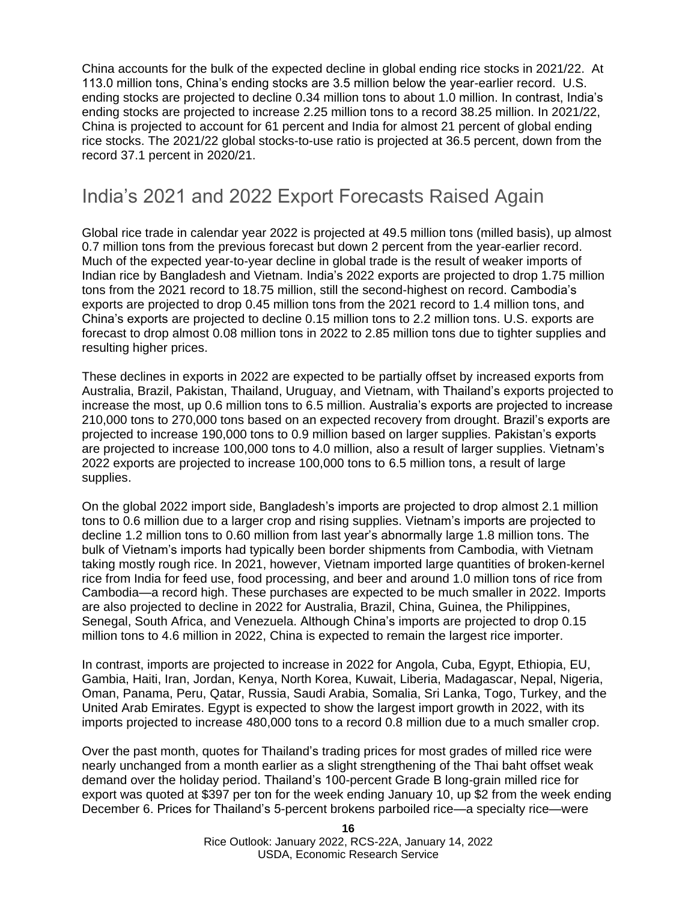China accounts for the bulk of the expected decline in global ending rice stocks in 2021/22. At 113.0 million tons, China's ending stocks are 3.5 million below the year-earlier record. U.S. ending stocks are projected to decline 0.34 million tons to about 1.0 million. In contrast, India's ending stocks are projected to increase 2.25 million tons to a record 38.25 million. In 2021/22, China is projected to account for 61 percent and India for almost 21 percent of global ending rice stocks. The 2021/22 global stocks-to-use ratio is projected at 36.5 percent, down from the record 37.1 percent in 2020/21.

## India's 2021 and 2022 Export Forecasts Raised Again

Global rice trade in calendar year 2022 is projected at 49.5 million tons (milled basis), up almost 0.7 million tons from the previous forecast but down 2 percent from the year-earlier record. Much of the expected year-to-year decline in global trade is the result of weaker imports of Indian rice by Bangladesh and Vietnam. India's 2022 exports are projected to drop 1.75 million tons from the 2021 record to 18.75 million, still the second-highest on record. Cambodia's exports are projected to drop 0.45 million tons from the 2021 record to 1.4 million tons, and China's exports are projected to decline 0.15 million tons to 2.2 million tons. U.S. exports are forecast to drop almost 0.08 million tons in 2022 to 2.85 million tons due to tighter supplies and resulting higher prices.

These declines in exports in 2022 are expected to be partially offset by increased exports from Australia, Brazil, Pakistan, Thailand, Uruguay, and Vietnam, with Thailand's exports projected to increase the most, up 0.6 million tons to 6.5 million. Australia's exports are projected to increase 210,000 tons to 270,000 tons based on an expected recovery from drought. Brazil's exports are projected to increase 190,000 tons to 0.9 million based on larger supplies. Pakistan's exports are projected to increase 100,000 tons to 4.0 million, also a result of larger supplies. Vietnam's 2022 exports are projected to increase 100,000 tons to 6.5 million tons, a result of large supplies.

On the global 2022 import side, Bangladesh's imports are projected to drop almost 2.1 million tons to 0.6 million due to a larger crop and rising supplies. Vietnam's imports are projected to decline 1.2 million tons to 0.60 million from last year's abnormally large 1.8 million tons. The bulk of Vietnam's imports had typically been border shipments from Cambodia, with Vietnam taking mostly rough rice. In 2021, however, Vietnam imported large quantities of broken-kernel rice from India for feed use, food processing, and beer and around 1.0 million tons of rice from Cambodia—a record high. These purchases are expected to be much smaller in 2022. Imports are also projected to decline in 2022 for Australia, Brazil, China, Guinea, the Philippines, Senegal, South Africa, and Venezuela. Although China's imports are projected to drop 0.15 million tons to 4.6 million in 2022, China is expected to remain the largest rice importer.

In contrast, imports are projected to increase in 2022 for Angola, Cuba, Egypt, Ethiopia, EU, Gambia, Haiti, Iran, Jordan, Kenya, North Korea, Kuwait, Liberia, Madagascar, Nepal, Nigeria, Oman, Panama, Peru, Qatar, Russia, Saudi Arabia, Somalia, Sri Lanka, Togo, Turkey, and the United Arab Emirates. Egypt is expected to show the largest import growth in 2022, with its imports projected to increase 480,000 tons to a record 0.8 million due to a much smaller crop.

Over the past month, quotes for Thailand's trading prices for most grades of milled rice were nearly unchanged from a month earlier as a slight strengthening of the Thai baht offset weak demand over the holiday period. Thailand's 100-percent Grade B long-grain milled rice for export was quoted at $397 per ton for the week ending January 10, up $2 from the week ending December 6. Prices for Thailand's 5-percent brokens parboiled rice—a specialty rice—were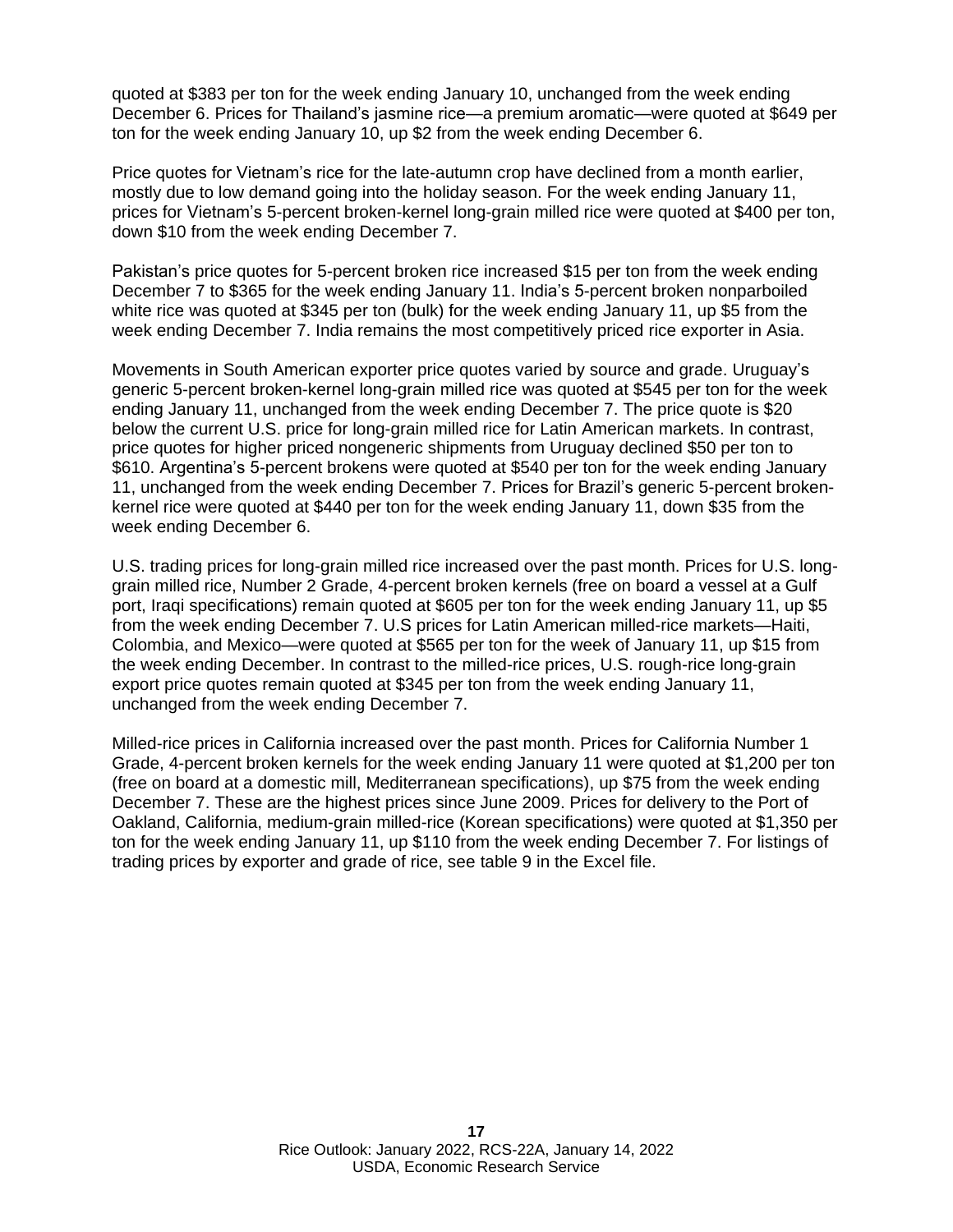quoted at $383 per ton for the week ending January 10, unchanged from the week ending December 6. Prices for Thailand's jasmine rice—a premium aromatic—were quoted at $649 per ton for the week ending January 10, up $2 from the week ending December 6.

Price quotes for Vietnam's rice for the late-autumn crop have declined from a month earlier, mostly due to low demand going into the holiday season. For the week ending January 11, prices for Vietnam's 5-percent broken-kernel long-grain milled rice were quoted at $400 per ton, down $10 from the week ending December 7.

Pakistan's price quotes for 5-percent broken rice increased $15 per ton from the week ending December 7 to $365 for the week ending January 11. India's 5-percent broken nonparboiled white rice was quoted at $345 per ton (bulk) for the week ending January 11, up $5 from the week ending December 7. India remains the most competitively priced rice exporter in Asia.

Movements in South American exporter price quotes varied by source and grade. Uruguay's generic 5-percent broken-kernel long-grain milled rice was quoted at $545 per ton for the week ending January 11, unchanged from the week ending December 7. The price quote is $20 below the current U.S. price for long-grain milled rice for Latin American markets. In contrast, price quotes for higher priced nongeneric shipments from Uruguay declined $50 per ton to $610. Argentina's 5-percent brokens were quoted at $540 per ton for the week ending January 11, unchanged from the week ending December 7. Prices for Brazil's generic 5-percent broken-kernel rice were quoted at $440 per ton for the week ending January 11, down $35 from the week ending December 6.

U.S. trading prices for long-grain milled rice increased over the past month. Prices for U.S. long-grain milled rice, Number 2 Grade, 4-percent broken kernels (free on board a vessel at a Gulf port, Iraqi specifications) remain quoted at $605 per ton for the week ending January 11, up $5 from the week ending December 7. U.S prices for Latin American milled-rice markets—Haiti, Colombia, and Mexico—were quoted at $565 per ton for the week of January 11, up $15 from the week ending December. In contrast to the milled-rice prices, U.S. rough-rice long-grain export price quotes remain quoted at $345 per ton from the week ending January 11, unchanged from the week ending December 7.

Milled-rice prices in California increased over the past month. Prices for California Number 1 Grade, 4-percent broken kernels for the week ending January 11 were quoted at $1,200 per ton (free on board at a domestic mill, Mediterranean specifications), up $75 from the week ending December 7. These are the highest prices since June 2009. Prices for delivery to the Port of Oakland, California, medium-grain milled-rice (Korean specifications) were quoted at $1,350 per ton for the week ending January 11, up $110 from the week ending December 7. For listings of trading prices by exporter and grade of rice, see table 9 in the Excel file.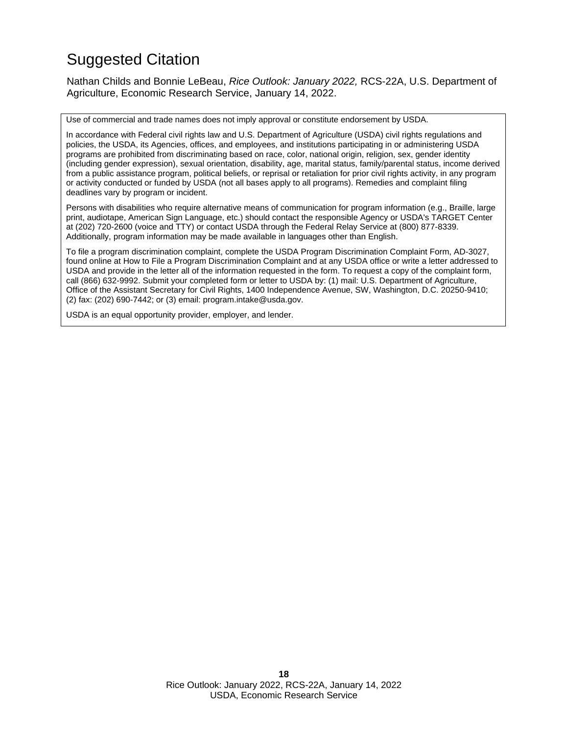# Suggested Citation

Nathan Childs and Bonnie LeBeau, *Rice Outlook: January 2022,* RCS-22A, U.S. Department of Agriculture, Economic Research Service, January 14, 2022.

Use of commercial and trade names does not imply approval or constitute endorsement by USDA.

In accordance with Federal civil rights law and U.S. Department of Agriculture (USDA) civil rights regulations and policies, the USDA, its Agencies, offices, and employees, and institutions participating in or administering USDA programs are prohibited from discriminating based on race, color, national origin, religion, sex, gender identity (including gender expression), sexual orientation, disability, age, marital status, family/parental status, income derived from a public assistance program, political beliefs, or reprisal or retaliation for prior civil rights activity, in any program or activity conducted or funded by USDA (not all bases apply to all programs). Remedies and complaint filing deadlines vary by program or incident.

Persons with disabilities who require alternative means of communication for program information (e.g., Braille, large print, audiotape, American Sign Language, etc.) should contact the responsible Agency or USDA's TARGET Center at (202) 720-2600 (voice and TTY) or contact USDA through the Federal Relay Service at (800) 877-8339. Additionally, program information may be made available in languages other than English.

To file a program discrimination complaint, complete the USDA Program Discrimination Complaint Form, AD-3027, found online at How to File a Program Discrimination Complaint and at any USDA office or write a letter addressed to USDA and provide in the letter all of the information requested in the form. To request a copy of the complaint form, call (866) 632-9992. Submit your completed form or letter to USDA by: (1) mail: U.S. Department of Agriculture, Office of the Assistant Secretary for Civil Rights, 1400 Independence Avenue, SW, Washington, D.C. 20250-9410; (2) fax: (202) 690-7442; or (3) email: program.intake@usda.gov.

USDA is an equal opportunity provider, employer, and lender.